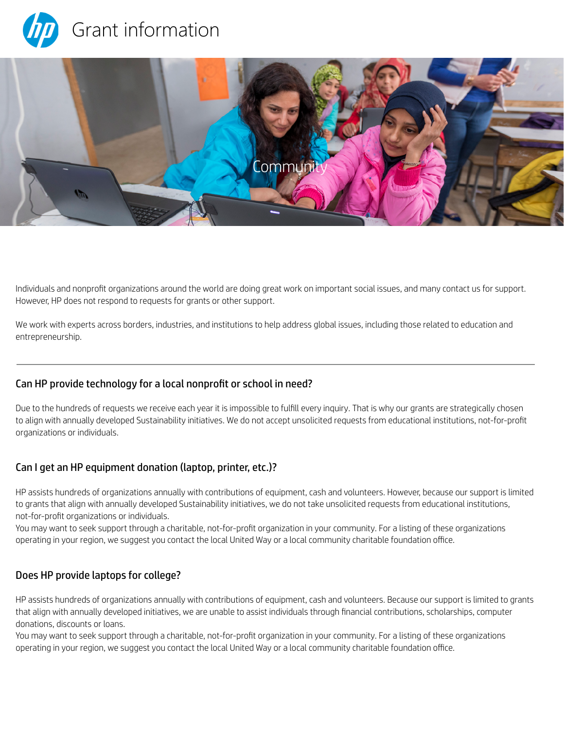# Grant information

Community

Individuals and nonprofit organizations around the world are doing great work on important social issues, and many contact us for support. However, HP does not respond to requests for grants or other support.

We work with experts across borders, industries, and institutions to help address global issues, including those related to education and entrepreneurship.

---

## Can HP provide technology for a local nonprofit or school in need?

Due to the hundreds of requests we receive each year it is impossible to fulfill every inquiry. That is why our grants are strategically chosen to align with annually developed Sustainability initiatives. We do not accept unsolicited requests from educational institutions, not-for-profit organizations or individuals.

## Can I get an HP equipment donation (laptop, printer, etc.)?

HP assists hundreds of organizations annually with contributions of equipment, cash and volunteers. However, because our support is limited to grants that align with annually developed Sustainability initiatives, we do not take unsolicited requests from educational institutions, not-for-profit organizations or individuals.
You may want to seek support through a charitable, not-for-profit organization in your community. For a listing of these organizations operating in your region, we suggest you contact the local United Way or a local community charitable foundation office.

## Does HP provide laptops for college?

HP assists hundreds of organizations annually with contributions of equipment, cash and volunteers. Because our support is limited to grants that align with annually developed initiatives, we are unable to assist individuals through financial contributions, scholarships, computer donations, discounts or loans.
You may want to seek support through a charitable, not-for-profit organization in your community. For a listing of these organizations operating in your region, we suggest you contact the local United Way or a local community charitable foundation office.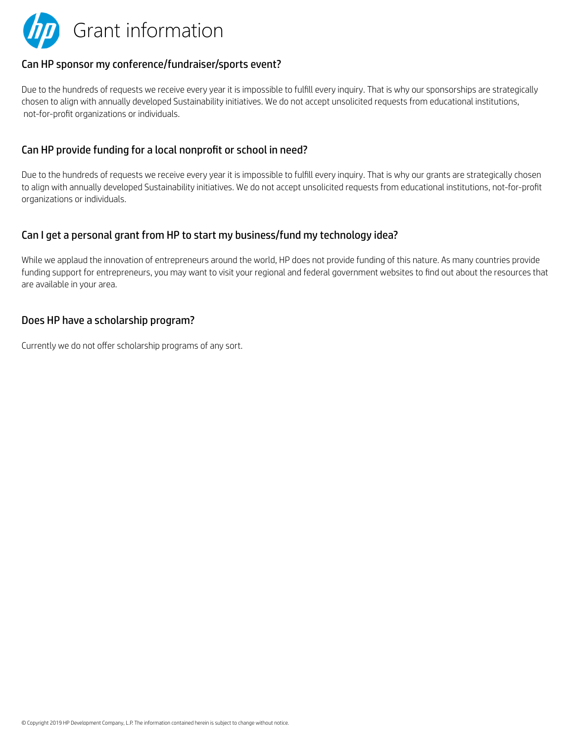# Grant information

## Can HP sponsor my conference/fundraiser/sports event?

Due to the hundreds of requests we receive every year it is impossible to fulfill every inquiry. That is why our sponsorships are strategically chosen to align with annually developed Sustainability initiatives. We do not accept unsolicited requests from educational institutions, not-for-profit organizations or individuals.

## Can HP provide funding for a local nonprofit or school in need?

Due to the hundreds of requests we receive every year it is impossible to fulfill every inquiry. That is why our grants are strategically chosen to align with annually developed Sustainability initiatives. We do not accept unsolicited requests from educational institutions, not-for-profit organizations or individuals.

## Can I get a personal grant from HP to start my business/fund my technology idea?

While we applaud the innovation of entrepreneurs around the world, HP does not provide funding of this nature. As many countries provide funding support for entrepreneurs, you may want to visit your regional and federal government websites to find out about the resources that are available in your area.

## Does HP have a scholarship program?

Currently we do not offer scholarship programs of any sort.

© Copyright 2019 HP Development Company, L.P. The information contained herein is subject to change without notice.